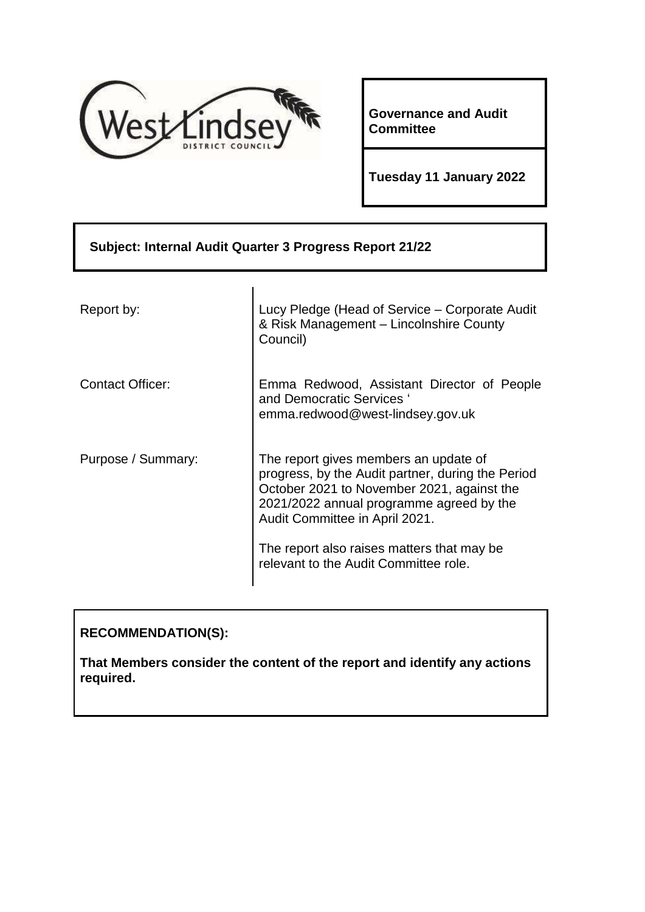**Governance and Audit Committee**

**Tuesday 11 January 2022**

**Subject: Internal Audit Quarter 3 Progress Report 21/22**

| | |
|---|---|
| Report by: | Lucy Pledge (Head of Service – Corporate Audit & Risk Management – Lincolnshire County Council) |
| Contact Officer: | Emma Redwood, Assistant Director of People and Democratic Services ' emma.redwood@west-lindsey.gov.uk |
| Purpose / Summary: | The report gives members an update of progress, by the Audit partner, during the Period October 2021 to November 2021, against the 2021/2022 annual programme agreed by the Audit Committee in April 2021.<br><br>The report also raises matters that may be relevant to the Audit Committee role. |

**RECOMMENDATION(S):**

**That Members consider the content of the report and identify any actions required.**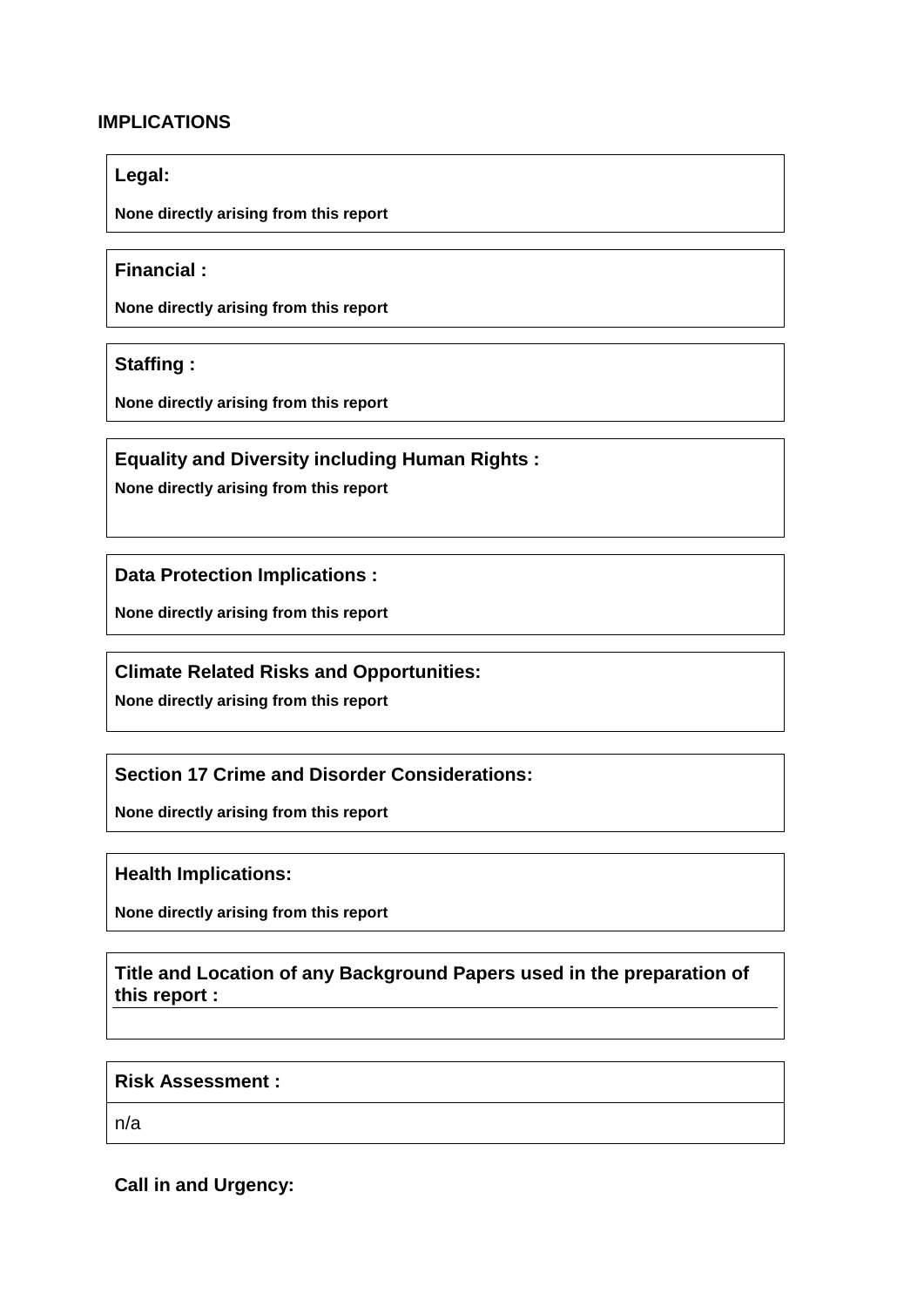## IMPLICATIONS

**Legal:**

**None directly arising from this report**

**Financial :**

**None directly arising from this report**

**Staffing :**

**None directly arising from this report**

**Equality and Diversity including Human Rights :**

**None directly arising from this report**

**Data Protection Implications :**

**None directly arising from this report**

**Climate Related Risks and Opportunities:**

**None directly arising from this report**

**Section 17 Crime and Disorder Considerations:**

**None directly arising from this report**

**Health Implications:**

**None directly arising from this report**

**Title and Location of any Background Papers used in the preparation of this report :**

**Risk Assessment :**

n/a

**Call in and Urgency:**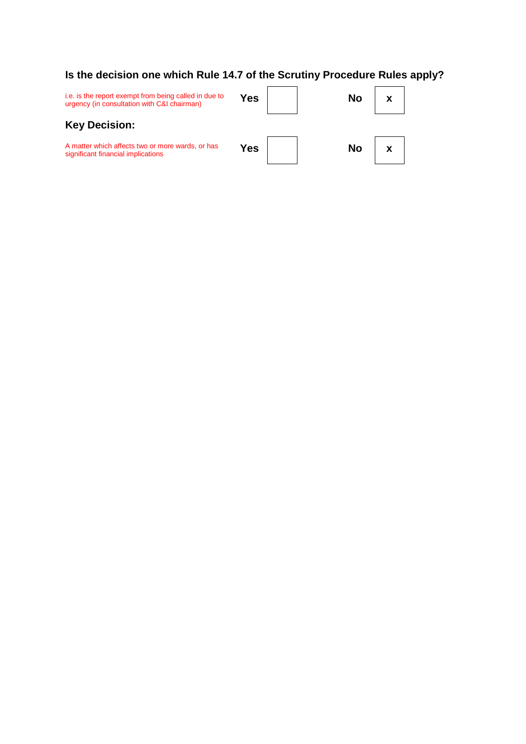## Is the decision one which Rule 14.7 of the Scrutiny Procedure Rules apply?

| | | | | |
|---|---|---|---|---|
| i.e. is the report exempt from being called in due to urgency (in consultation with C&I chairman) | **Yes** | | **No** | **x** |

## Key Decision:

| | | | | |
|---|---|---|---|---|
| A matter which affects two or more wards, or has significant financial implications | **Yes** | | **No** | **x** |